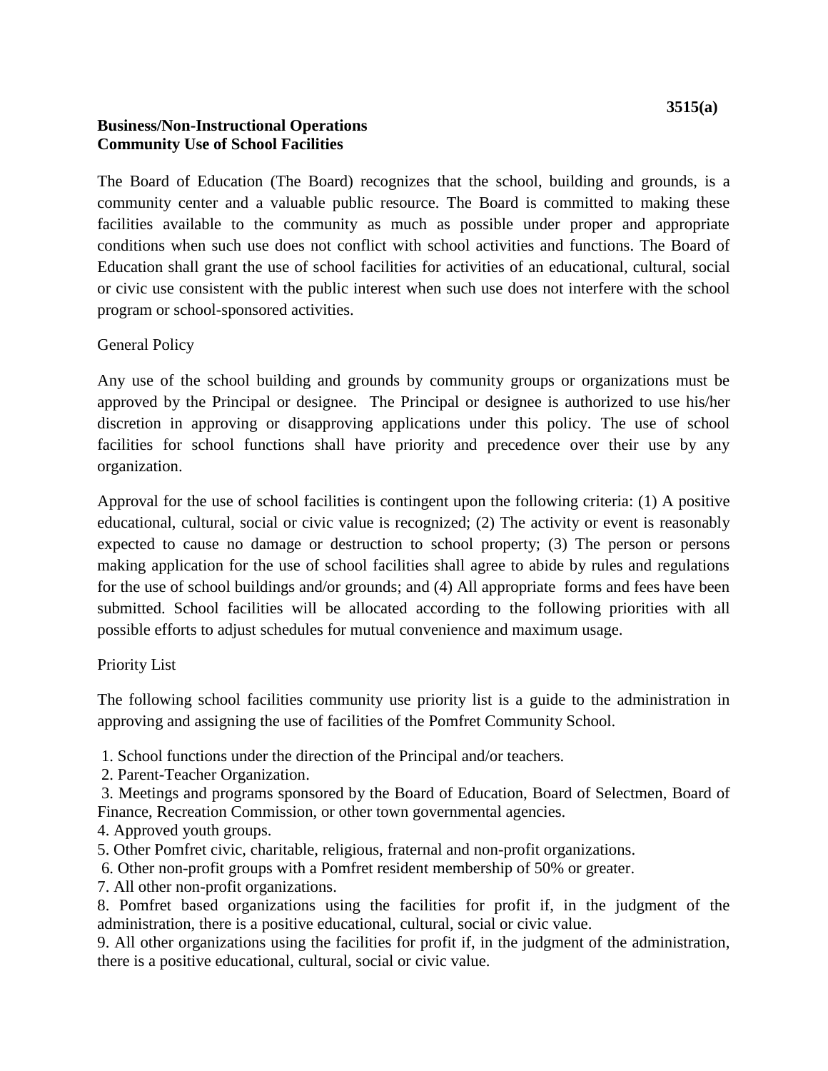**3515(a)**

**Business/Non-Instructional Operations**
**Community Use of School Facilities**

The Board of Education (The Board) recognizes that the school, building and grounds, is a community center and a valuable public resource. The Board is committed to making these facilities available to the community as much as possible under proper and appropriate conditions when such use does not conflict with school activities and functions. The Board of Education shall grant the use of school facilities for activities of an educational, cultural, social or civic use consistent with the public interest when such use does not interfere with the school program or school-sponsored activities.

General Policy

Any use of the school building and grounds by community groups or organizations must be approved by the Principal or designee. The Principal or designee is authorized to use his/her discretion in approving or disapproving applications under this policy. The use of school facilities for school functions shall have priority and precedence over their use by any organization.

Approval for the use of school facilities is contingent upon the following criteria: (1) A positive educational, cultural, social or civic value is recognized; (2) The activity or event is reasonably expected to cause no damage or destruction to school property; (3) The person or persons making application for the use of school facilities shall agree to abide by rules and regulations for the use of school buildings and/or grounds; and (4) All appropriate forms and fees have been submitted. School facilities will be allocated according to the following priorities with all possible efforts to adjust schedules for mutual convenience and maximum usage.

Priority List

The following school facilities community use priority list is a guide to the administration in approving and assigning the use of facilities of the Pomfret Community School.

1. School functions under the direction of the Principal and/or teachers.
2. Parent-Teacher Organization.
3. Meetings and programs sponsored by the Board of Education, Board of Selectmen, Board of Finance, Recreation Commission, or other town governmental agencies.
4. Approved youth groups.
5. Other Pomfret civic, charitable, religious, fraternal and non-profit organizations.
6. Other non-profit groups with a Pomfret resident membership of 50% or greater.
7. All other non-profit organizations.
8. Pomfret based organizations using the facilities for profit if, in the judgment of the administration, there is a positive educational, cultural, social or civic value.
9. All other organizations using the facilities for profit if, in the judgment of the administration, there is a positive educational, cultural, social or civic value.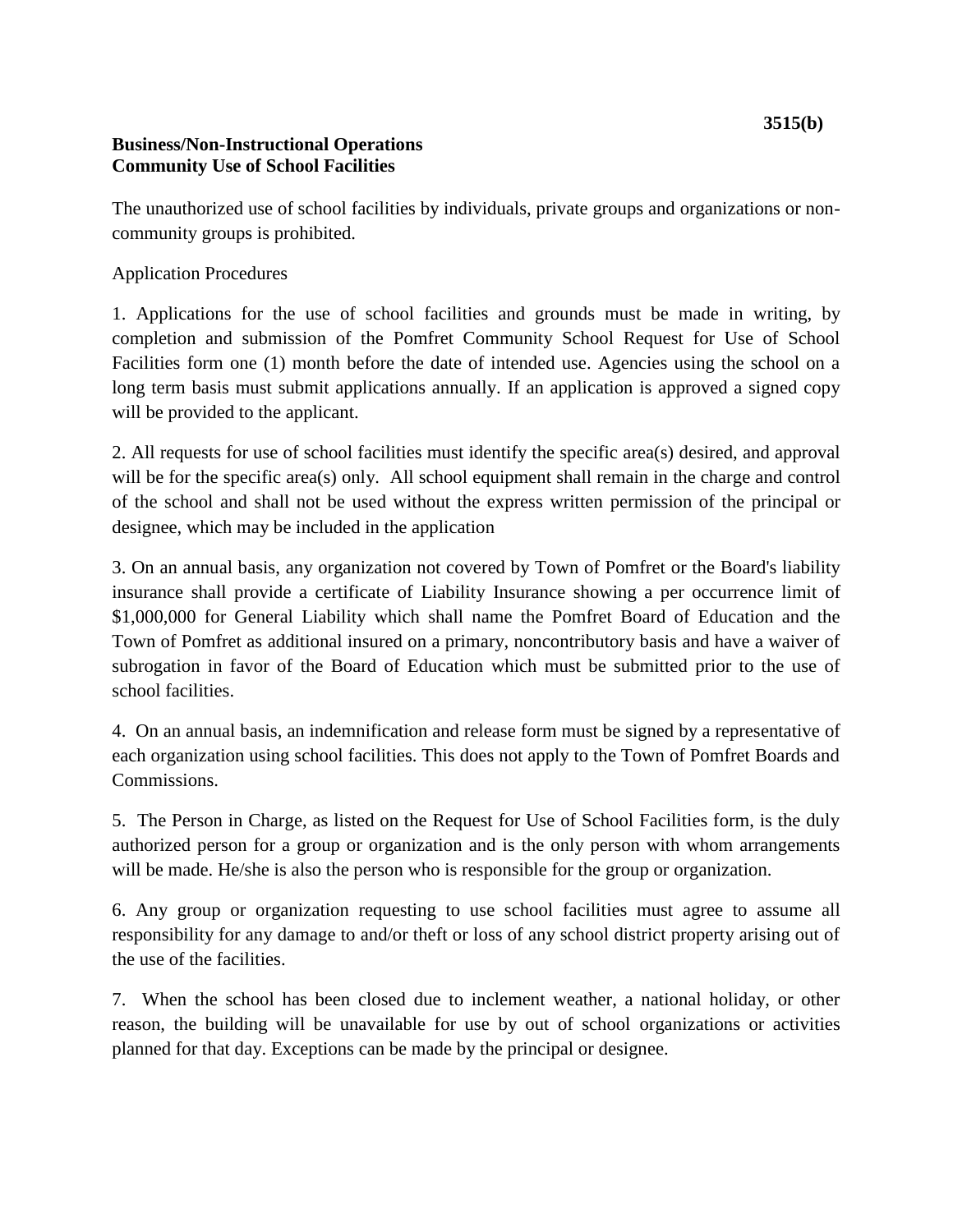**Business/Non-Instructional Operations**
**Community Use of School Facilities**

The unauthorized use of school facilities by individuals, private groups and organizations or non-community groups is prohibited.

Application Procedures

1. Applications for the use of school facilities and grounds must be made in writing, by completion and submission of the Pomfret Community School Request for Use of School Facilities form one (1) month before the date of intended use. Agencies using the school on a long term basis must submit applications annually. If an application is approved a signed copy will be provided to the applicant.

2. All requests for use of school facilities must identify the specific area(s) desired, and approval will be for the specific area(s) only. All school equipment shall remain in the charge and control of the school and shall not be used without the express written permission of the principal or designee, which may be included in the application

3. On an annual basis, any organization not covered by Town of Pomfret or the Board's liability insurance shall provide a certificate of Liability Insurance showing a per occurrence limit of $1,000,000 for General Liability which shall name the Pomfret Board of Education and the Town of Pomfret as additional insured on a primary, noncontributory basis and have a waiver of subrogation in favor of the Board of Education which must be submitted prior to the use of school facilities.

4. On an annual basis, an indemnification and release form must be signed by a representative of each organization using school facilities. This does not apply to the Town of Pomfret Boards and Commissions.

5. The Person in Charge, as listed on the Request for Use of School Facilities form, is the duly authorized person for a group or organization and is the only person with whom arrangements will be made. He/she is also the person who is responsible for the group or organization.

6. Any group or organization requesting to use school facilities must agree to assume all responsibility for any damage to and/or theft or loss of any school district property arising out of the use of the facilities.

7. When the school has been closed due to inclement weather, a national holiday, or other reason, the building will be unavailable for use by out of school organizations or activities planned for that day. Exceptions can be made by the principal or designee.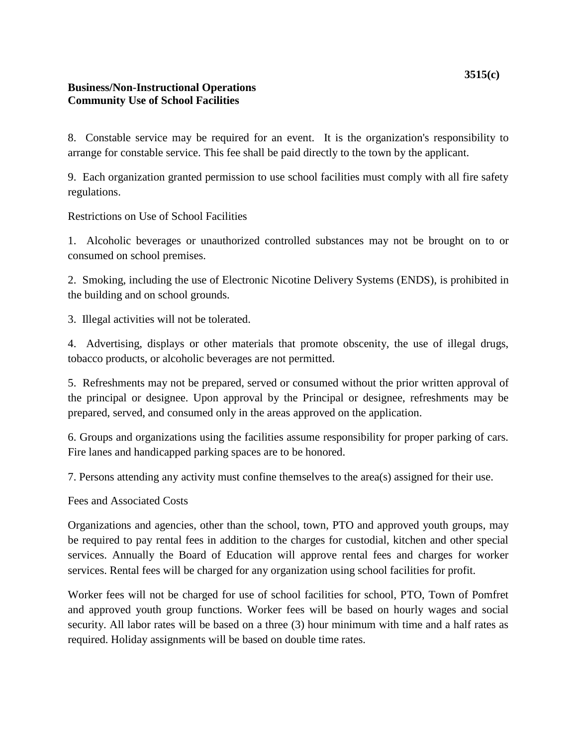8. Constable service may be required for an event. It is the organization's responsibility to arrange for constable service. This fee shall be paid directly to the town by the applicant.

9. Each organization granted permission to use school facilities must comply with all fire safety regulations.

Restrictions on Use of School Facilities

1. Alcoholic beverages or unauthorized controlled substances may not be brought on to or consumed on school premises.

2. Smoking, including the use of Electronic Nicotine Delivery Systems (ENDS), is prohibited in the building and on school grounds.

3. Illegal activities will not be tolerated.

4. Advertising, displays or other materials that promote obscenity, the use of illegal drugs, tobacco products, or alcoholic beverages are not permitted.

5. Refreshments may not be prepared, served or consumed without the prior written approval of the principal or designee. Upon approval by the Principal or designee, refreshments may be prepared, served, and consumed only in the areas approved on the application.

6. Groups and organizations using the facilities assume responsibility for proper parking of cars. Fire lanes and handicapped parking spaces are to be honored.

7. Persons attending any activity must confine themselves to the area(s) assigned for their use.

Fees and Associated Costs

Organizations and agencies, other than the school, town, PTO and approved youth groups, may be required to pay rental fees in addition to the charges for custodial, kitchen and other special services. Annually the Board of Education will approve rental fees and charges for worker services. Rental fees will be charged for any organization using school facilities for profit.

Worker fees will not be charged for use of school facilities for school, PTO, Town of Pomfret and approved youth group functions. Worker fees will be based on hourly wages and social security. All labor rates will be based on a three (3) hour minimum with time and a half rates as required. Holiday assignments will be based on double time rates.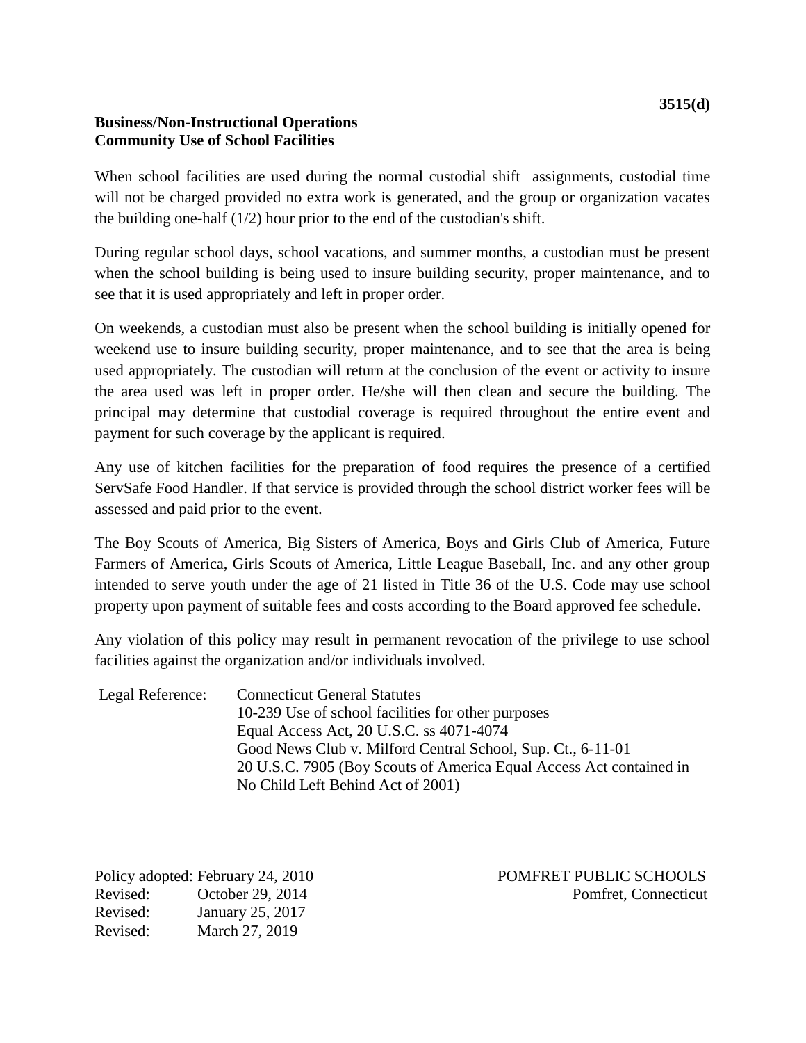**Business/Non-Instructional Operations**
**Community Use of School Facilities**

When school facilities are used during the normal custodial shift assignments, custodial time will not be charged provided no extra work is generated, and the group or organization vacates the building one-half (1/2) hour prior to the end of the custodian's shift.

During regular school days, school vacations, and summer months, a custodian must be present when the school building is being used to insure building security, proper maintenance, and to see that it is used appropriately and left in proper order.

On weekends, a custodian must also be present when the school building is initially opened for weekend use to insure building security, proper maintenance, and to see that the area is being used appropriately. The custodian will return at the conclusion of the event or activity to insure the area used was left in proper order. He/she will then clean and secure the building. The principal may determine that custodial coverage is required throughout the entire event and payment for such coverage by the applicant is required.

Any use of kitchen facilities for the preparation of food requires the presence of a certified ServSafe Food Handler. If that service is provided through the school district worker fees will be assessed and paid prior to the event.

The Boy Scouts of America, Big Sisters of America, Boys and Girls Club of America, Future Farmers of America, Girls Scouts of America, Little League Baseball, Inc. and any other group intended to serve youth under the age of 21 listed in Title 36 of the U.S. Code may use school property upon payment of suitable fees and costs according to the Board approved fee schedule.

Any violation of this policy may result in permanent revocation of the privilege to use school facilities against the organization and/or individuals involved.

Legal Reference: Connecticut General Statutes
10-239 Use of school facilities for other purposes
Equal Access Act, 20 U.S.C. ss 4071-4074
Good News Club v. Milford Central School, Sup. Ct., 6-11-01
20 U.S.C. 7905 (Boy Scouts of America Equal Access Act contained in No Child Left Behind Act of 2001)

Policy adopted: February 24, 2010
Revised: October 29, 2014
Revised: January 25, 2017
Revised: March 27, 2019

POMFRET PUBLIC SCHOOLS
Pomfret, Connecticut